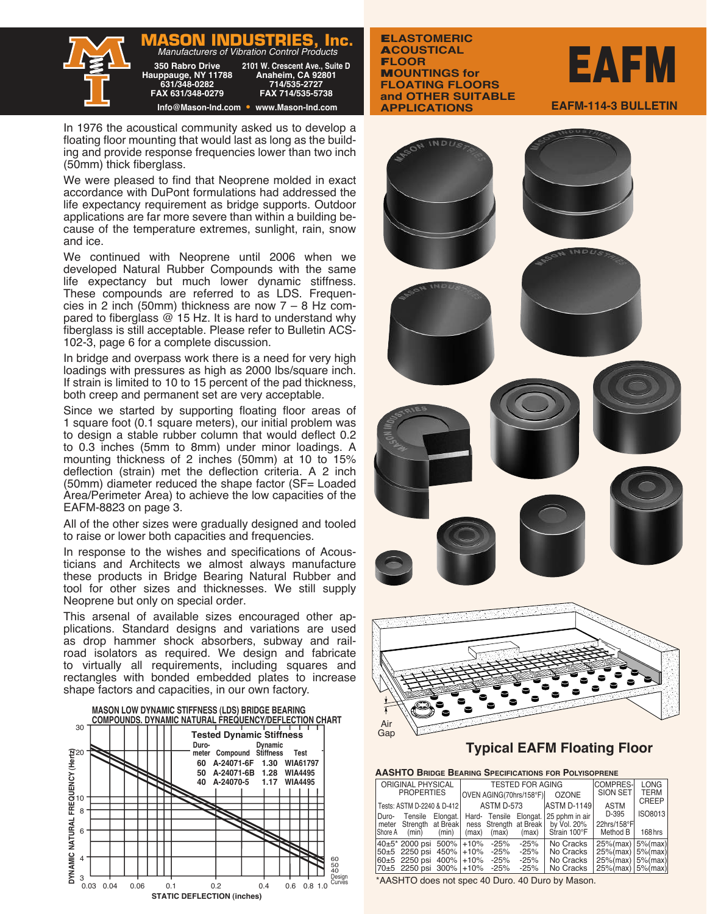# MASON INDUSTRIES, Inc.

*Manufacturers of Vibration Control Products*

350 Rabro Drive
Hauppauge, NY 11788
631/348-0282
FAX 631/348-0279

2101 W. Crescent Ave., Suite D
Anaheim, CA 92801
714/535-2727
FAX 714/535-5738

Info@Mason-Ind.com • www.Mason-Ind.com

**ELASTOMERIC ACOUSTICAL FLOOR MOUNTINGS for FLOATING FLOORS and OTHER SUITABLE APPLICATIONS**

# EAFM

**EAFM-114-3 BULLETIN**

In 1976 the acoustical community asked us to develop a floating floor mounting that would last as long as the building and provide response frequencies lower than two inch (50mm) thick fiberglass.

We were pleased to find that Neoprene molded in exact accordance with DuPont formulations had addressed the life expectancy requirement as bridge supports. Outdoor applications are far more severe than within a building because of the temperature extremes, sunlight, rain, snow and ice.

We continued with Neoprene until 2006 when we developed Natural Rubber Compounds with the same life expectancy but much lower dynamic stiffness. These compounds are referred to as LDS. Frequencies in 2 inch (50mm) thickness are now 7 – 8 Hz compared to fiberglass @ 15 Hz. It is hard to understand why fiberglass is still acceptable. Please refer to Bulletin ACS-102-3, page 6 for a complete discussion.

In bridge and overpass work there is a need for very high loadings with pressures as high as 2000 lbs/square inch. If strain is limited to 10 to 15 percent of the pad thickness, both creep and permanent set are very acceptable.

Since we started by supporting floating floor areas of 1 square foot (0.1 square meters), our initial problem was to design a stable rubber column that would deflect 0.2 to 0.3 inches (5mm to 8mm) under minor loadings. A mounting thickness of 2 inches (50mm) at 10 to 15% deflection (strain) met the deflection criteria. A 2 inch (50mm) diameter reduced the shape factor (SF= Loaded Area/Perimeter Area) to achieve the low capacities of the EAFM-8823 on page 3.

All of the other sizes were gradually designed and tooled to raise or lower both capacities and frequencies.

In response to the wishes and specifications of Acousticians and Architects we almost always manufacture these products in Bridge Bearing Natural Rubber and tool for other sizes and thicknesses. We still supply Neoprene but only on special order.

This arsenal of available sizes encouraged other applications. Standard designs and variations are used as drop hammer shock absorbers, subway and railroad isolators as required. We design and fabricate to virtually all requirements, including squares and rectangles with bonded embedded plates to increase shape factors and capacities, in our own factory.

**MASON LOW DYNAMIC STIFFNESS (LDS) BRIDGE BEARING COMPOUNDS. DYNAMIC NATURAL FREQUENCY/DEFLECTION CHART**

**Tested Dynamic Stiffness**

| Durometer | Compound | Dynamic Stiffness | Test |
|---|---|---|---|
| 60 | A-24071-6F | 1.30 | WIA61797 |
| 50 | A-24071-6B | 1.28 | WIA4495 |
| 40 | A-24070-5 | 1.17 | WIA4495 |

DYNAMIC NATURAL FREQUENCY (Hertz)
30
20
10
8
6
4
3
0.03 0.04 0.06 0.1 0.2 0.4 0.6 0.8 1.0
STATIC DEFLECTION (inches)
60
50
40
Design Curves

Air Gap

**Typical EAFM Floating Floor**

**AASHTO Bridge Bearing Specifications for Polyisoprene**

| ORIGINAL PHYSICAL PROPERTIES | | | TESTED FOR AGING | | | | COMPRESSION SET | LONG TERM CREEP |
|---|---|---|---|---|---|---|---|---|
| | | | OVEN AGING(70hrs/158°F) | | | OZONE | | |
| Tests: ASTM D-2240 & D-412 | | | ASTM D-573 | | | ASTM D-1149 | ASTM D-395 | ISO8013 |
| Durometer Shore A | Tensile Strength (min) | Elongat. at Break (min) | Hardness (max) | Tensile Strength (max) | Elongat. at Break (max) | 25 pphm in air by Vol. 20% Strain 100°F | 22hrs/158°F Method B | 168 hrs |
| 40±5* | 2000 psi | 500% | +10% | -25% | -25% | No Cracks | 25%(max) | 5%(max) |
| 50±5 | 2250 psi | 450% | +10% | -25% | -25% | No Cracks | 25%(max) | 5%(max) |
| 60±5 | 2250 psi | 400% | +10% | -25% | -25% | No Cracks | 25%(max) | 5%(max) |
| 70±5 | 2250 psi | 300% | +10% | -25% | -25% | No Cracks | 25%(max) | 5%(max) |

*AASHTO does not spec 40 Duro. 40 Duro by Mason.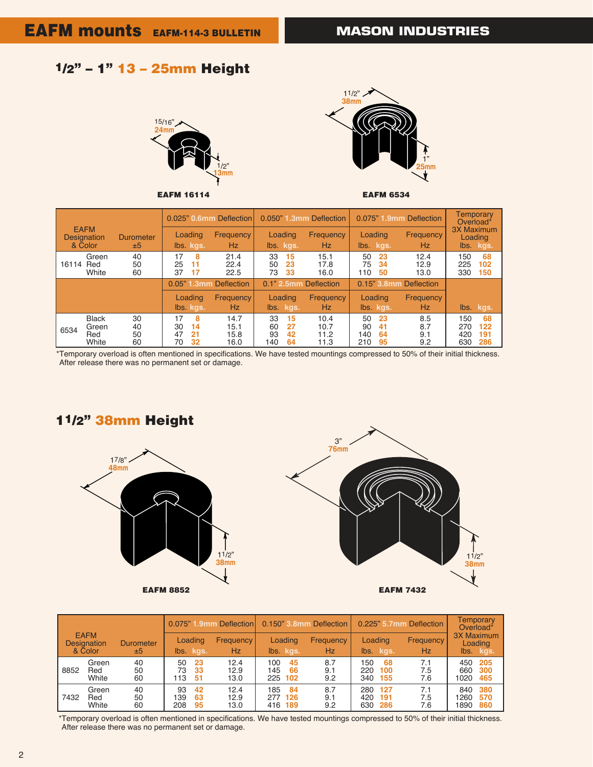## 1/2" – 1" 13 – 25mm Height

15/16"
24mm

1/2"
13mm

**EAFM 16114**

11/2"
38mm

1"
25mm

**EAFM 6534**

| EAFM Designation & Color | | Durometer ±5 | 0.025" 0.6mm Deflection | | | 0.050" 1.3mm Deflection | | | 0.075" 1.9mm Deflection | | | Temporary Overload* 3X Maximum Loading | |
|---|---|---|---|---|---|---|---|---|---|---|---|---|---|
| | | | Loading | | Frequency | Loading | | Frequency | Loading | | Frequency | | |
| | | | lbs. | kgs. | Hz | lbs. | kgs. | Hz | lbs. | kgs. | Hz | lbs. | kgs. |
| 16114 | Green | 40 | 17 | 8 | 21.4 | 33 | 15 | 15.1 | 50 | 23 | 12.4 | 150 | 68 |
| | Red | 50 | 25 | 11 | 22.4 | 50 | 23 | 17.8 | 75 | 34 | 12.9 | 225 | 102 |
| | White | 60 | 37 | 17 | 22.5 | 73 | 33 | 16.0 | 110 | 50 | 13.0 | 330 | 150 |
| | | | 0.05" 1.3mm Deflection | | | 0.1" 2.5mm Deflection | | | 0.15" 3.8mm Deflection | | | | |
| | | | Loading | | Frequency | Loading | | Frequency | Loading | | Frequency | | |
| | | | lbs. | kgs. | Hz | lbs. | kgs. | Hz | lbs. | kgs. | Hz | lbs. | kgs. |
| 6534 | Black | 30 | 17 | 8 | 14.7 | 33 | 15 | 10.4 | 50 | 23 | 8.5 | 150 | 68 |
| | Green | 40 | 30 | 14 | 15.1 | 60 | 27 | 10.7 | 90 | 41 | 8.7 | 270 | 122 |
| | Red | 50 | 47 | 21 | 15.8 | 93 | 42 | 11.2 | 140 | 64 | 9.1 | 420 | 191 |
| | White | 60 | 70 | 32 | 16.0 | 140 | 64 | 11.3 | 210 | 95 | 9.2 | 630 | 286 |

*Temporary overload is often mentioned in specifications. We have tested mountings compressed to 50% of their initial thickness. After release there was no permanent set or damage.

## 11/2" 38mm Height

17/8"
48mm

11/2"
38mm

**EAFM 8852**

3"
76mm

11/2"
38mm

**EAFM 7432**

| EAFM Designation & Color | | Durometer ±5 | 0.075" 1.9mm Deflection | | | 0.150" 3.8mm Deflection | | | 0.225" 5.7mm Deflection | | | Temporary Overload* 3X Maximum Loading | |
|---|---|---|---|---|---|---|---|---|---|---|---|---|---|
| | | | Loading | | Frequency | Loading | | Frequency | Loading | | Frequency | | |
| | | | lbs. | kgs. | Hz | lbs. | kgs. | Hz | lbs. | kgs. | Hz | lbs. | kgs. |
| 8852 | Green | 40 | 50 | 23 | 12.4 | 100 | 45 | 8.7 | 150 | 68 | 7.1 | 450 | 205 |
| | Red | 50 | 73 | 33 | 12.9 | 145 | 66 | 9.1 | 220 | 100 | 7.5 | 660 | 300 |
| | White | 60 | 113 | 51 | 13.0 | 225 | 102 | 9.2 | 340 | 155 | 7.6 | 1020 | 465 |
| 7432 | Green | 40 | 93 | 42 | 12.4 | 185 | 84 | 8.7 | 280 | 127 | 7.1 | 840 | 380 |
| | Red | 50 | 139 | 63 | 12.9 | 277 | 126 | 9.1 | 420 | 191 | 7.5 | 1260 | 570 |
| | White | 60 | 208 | 95 | 13.0 | 416 | 189 | 9.2 | 630 | 286 | 7.6 | 1890 | 860 |

*Temporary overload is often mentioned in specifications. We have tested mountings compressed to 50% of their initial thickness. After release there was no permanent set or damage.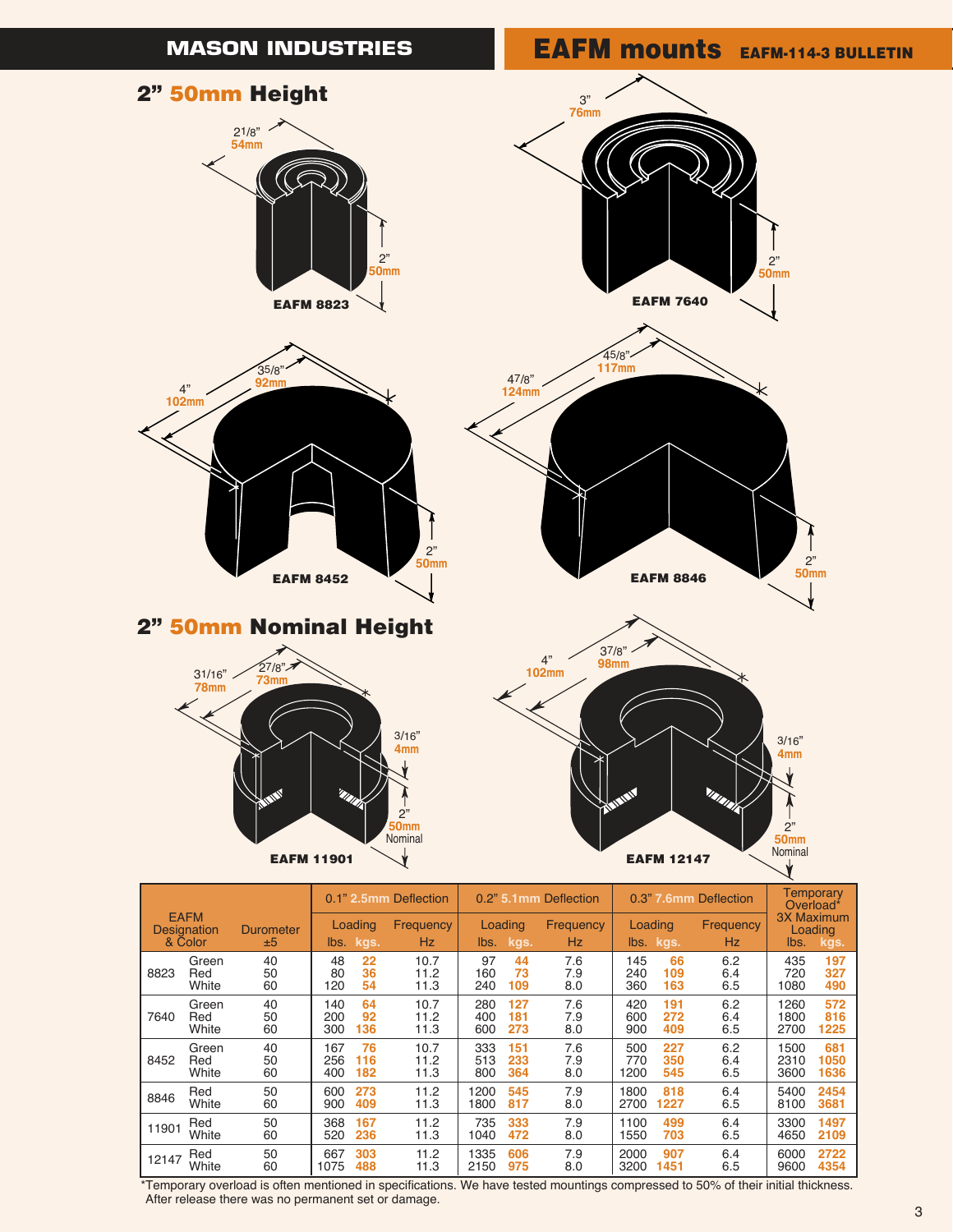## 2" 50mm Height

21/8"
54mm

2"
50mm

EAFM 8823

3"
76mm

2"
50mm

EAFM 7640

35/8"
92mm

4"
102mm

2"
50mm

EAFM 8452

45/8"
117mm

47/8"
124mm

2"
50mm

EAFM 8846

## 2" 50mm Nominal Height

31/16"
78mm

27/8"
73mm

3/16"
4mm

2"
50mm
Nominal

EAFM 11901

4"
102mm

37/8"
98mm

3/16"
4mm

2"
50mm
Nominal

EAFM 12147

| EAFM Designation & Color | | Durometer ±5 | 0.1" 2.5mm Deflection | | | 0.2" 5.1mm Deflection | | | 0.3" 7.6mm Deflection | | | Temporary Overload* 3X Maximum Loading | |
|---|---|---|---|---|---|---|---|---|---|---|---|---|---|
| | | | Loading lbs. | Loading kgs. | Frequency Hz | Loading lbs. | Loading kgs. | Frequency Hz | Loading lbs. | Loading kgs. | Frequency Hz | lbs. | kgs. |
| 8823 | Green | 40 | 48 | 22 | 10.7 | 97 | 44 | 7.6 | 145 | 66 | 6.2 | 435 | 197 |
| | Red | 50 | 80 | 36 | 11.2 | 160 | 73 | 7.9 | 240 | 109 | 6.4 | 720 | 327 |
| | White | 60 | 120 | 54 | 11.3 | 240 | 109 | 8.0 | 360 | 163 | 6.5 | 1080 | 490 |
| 7640 | Green | 40 | 140 | 64 | 10.7 | 280 | 127 | 7.6 | 420 | 191 | 6.2 | 1260 | 572 |
| | Red | 50 | 200 | 92 | 11.2 | 400 | 181 | 7.9 | 600 | 272 | 6.4 | 1800 | 816 |
| | White | 60 | 300 | 136 | 11.3 | 600 | 273 | 8.0 | 900 | 409 | 6.5 | 2700 | 1225 |
| 8452 | Green | 40 | 167 | 76 | 10.7 | 333 | 151 | 7.6 | 500 | 227 | 6.2 | 1500 | 681 |
| | Red | 50 | 256 | 116 | 11.2 | 513 | 233 | 7.9 | 770 | 350 | 6.4 | 2310 | 1050 |
| | White | 60 | 400 | 182 | 11.3 | 800 | 364 | 8.0 | 1200 | 545 | 6.5 | 3600 | 1636 |
| 8846 | Red | 50 | 600 | 273 | 11.2 | 1200 | 545 | 7.9 | 1800 | 818 | 6.4 | 5400 | 2454 |
| | White | 60 | 900 | 409 | 11.3 | 1800 | 817 | 8.0 | 2700 | 1227 | 6.5 | 8100 | 3681 |
| 11901 | Red | 50 | 368 | 167 | 11.2 | 735 | 333 | 7.9 | 1100 | 499 | 6.4 | 3300 | 1497 |
| | White | 60 | 520 | 236 | 11.3 | 1040 | 472 | 8.0 | 1550 | 703 | 6.5 | 4650 | 2109 |
| 12147 | Red | 50 | 667 | 303 | 11.2 | 1335 | 606 | 7.9 | 2000 | 907 | 6.4 | 6000 | 2722 |
| | White | 60 | 1075 | 488 | 11.3 | 2150 | 975 | 8.0 | 3200 | 1451 | 6.5 | 9600 | 4354 |

*Temporary overload is often mentioned in specifications. We have tested mountings compressed to 50% of their initial thickness. After release there was no permanent set or damage.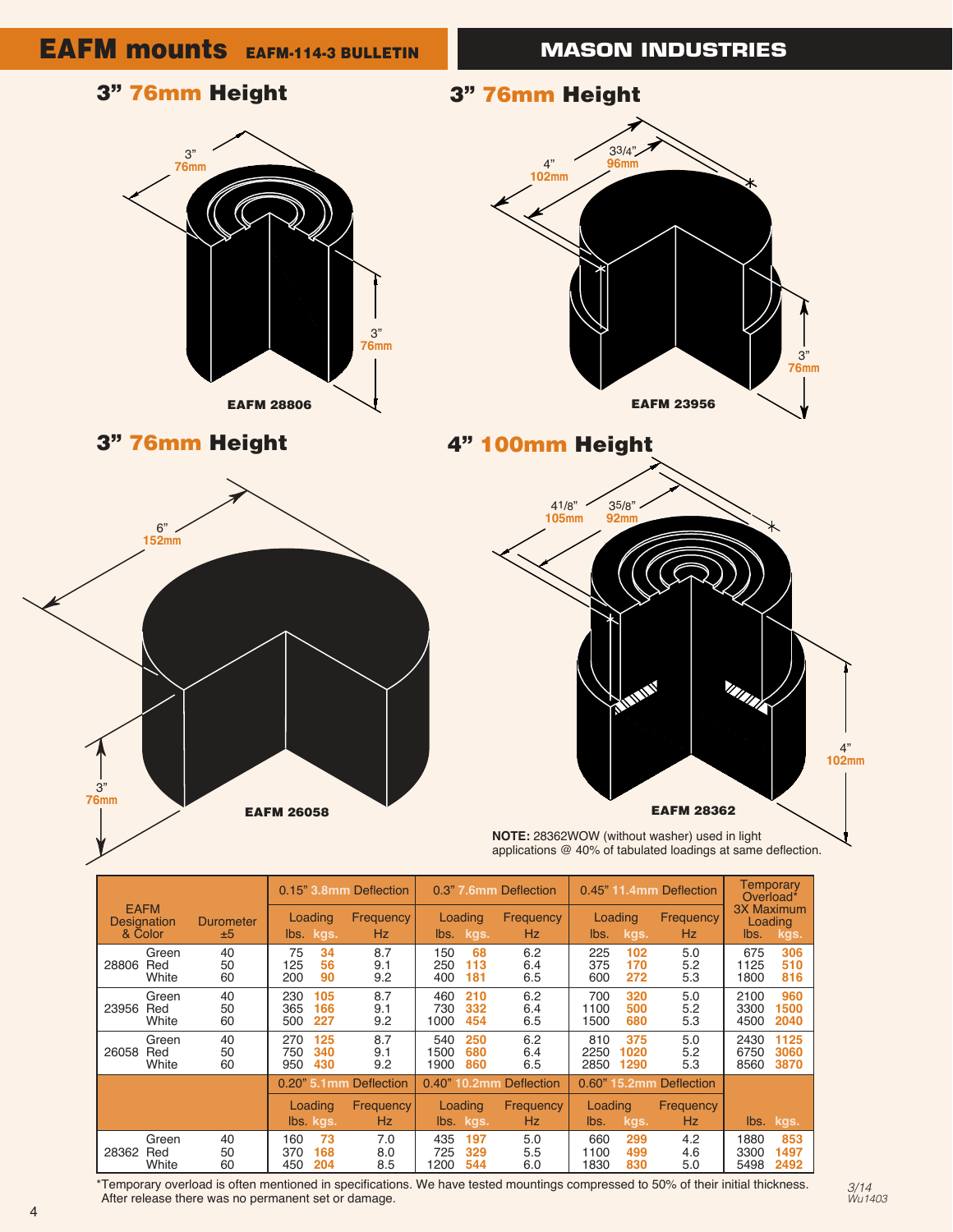# EAFM mounts EAFM-114-3 BULLETIN

## MASON INDUSTRIES

### 3" 76mm Height

3"
76mm

3"
76mm

**EAFM 28806**

### 3" 76mm Height

4"
102mm

3 3/4"
96mm

3"
76mm

**EAFM 23956**

### 3" 76mm Height

6"
152mm

3"
76mm

**EAFM 26058**

### 4" 100mm Height

4 1/8"
105mm

3 5/8"
92mm

4"
102mm

**EAFM 28362**

**NOTE:** 28362WOW (without washer) used in light applications @ 40% of tabulated loadings at same deflection.

| EAFM Designation & Color | | Durometer ±5 | 0.15" 3.8mm Deflection | | | 0.3" 7.6mm Deflection | | | 0.45" 11.4mm Deflection | | | Temporary Overload* 3X Maximum Loading | |
|---|---|---|---|---|---|---|---|---|---|---|---|---|---|
| | | | Loading | | Frequency | Loading | | Frequency | Loading | | Frequency | | |
| | | | lbs. | kgs. | Hz | lbs. | kgs. | Hz | lbs. | kgs. | Hz | lbs. | kgs. |
| 28806 | Green | 40 | 75 | 34 | 8.7 | 150 | 68 | 6.2 | 225 | 102 | 5.0 | 675 | 306 |
| | Red | 50 | 125 | 56 | 9.1 | 250 | 113 | 6.4 | 375 | 170 | 5.2 | 1125 | 510 |
| | White | 60 | 200 | 90 | 9.2 | 400 | 181 | 6.5 | 600 | 272 | 5.3 | 1800 | 816 |
| 23956 | Green | 40 | 230 | 105 | 8.7 | 460 | 210 | 6.2 | 700 | 320 | 5.0 | 2100 | 960 |
| | Red | 50 | 365 | 166 | 9.1 | 730 | 332 | 6.4 | 1100 | 500 | 5.2 | 3300 | 1500 |
| | White | 60 | 500 | 227 | 9.2 | 1000 | 454 | 6.5 | 1500 | 680 | 5.3 | 4500 | 2040 |
| 26058 | Green | 40 | 270 | 125 | 8.7 | 540 | 250 | 6.2 | 810 | 375 | 5.0 | 2430 | 1125 |
| | Red | 50 | 750 | 340 | 9.1 | 1500 | 680 | 6.4 | 2250 | 1020 | 5.2 | 6750 | 3060 |
| | White | 60 | 950 | 430 | 9.2 | 1900 | 860 | 6.5 | 2850 | 1290 | 5.3 | 8560 | 3870 |
| | | | 0.20" 5.1mm Deflection | | | 0.40" 10.2mm Deflection | | | 0.60" 15.2mm Deflection | | | | |
| | | | Loading | | Frequency | Loading | | Frequency | Loading | | Frequency | | |
| | | | lbs. | kgs. | Hz | lbs. | kgs. | Hz | lbs. | kgs. | Hz | lbs. | kgs. |
| 28362 | Green | 40 | 160 | 73 | 7.0 | 435 | 197 | 5.0 | 660 | 299 | 4.2 | 1880 | 853 |
| | Red | 50 | 370 | 168 | 8.0 | 725 | 329 | 5.5 | 1100 | 499 | 4.6 | 3300 | 1497 |
| | White | 60 | 450 | 204 | 8.5 | 1200 | 544 | 6.0 | 1830 | 830 | 5.0 | 5498 | 2492 |

*Temporary overload is often mentioned in specifications. We have tested mountings compressed to 50% of their initial thickness. After release there was no permanent set or damage.

*3/14*
*Wu1403*